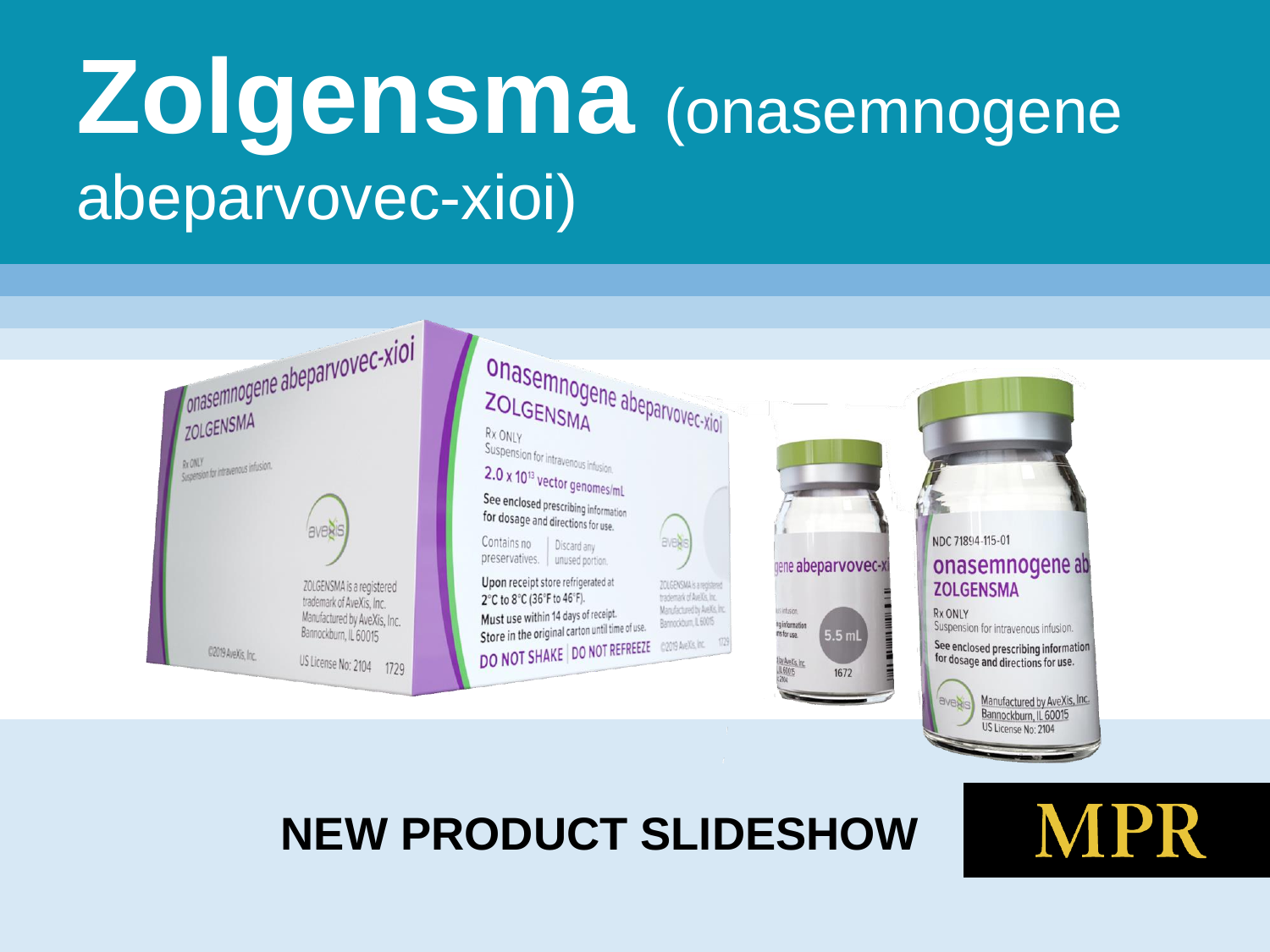# Zolgensma (onasemnogene abeparvovec-xioi)

**NEW PRODUCT SLIDESHOW**

MPR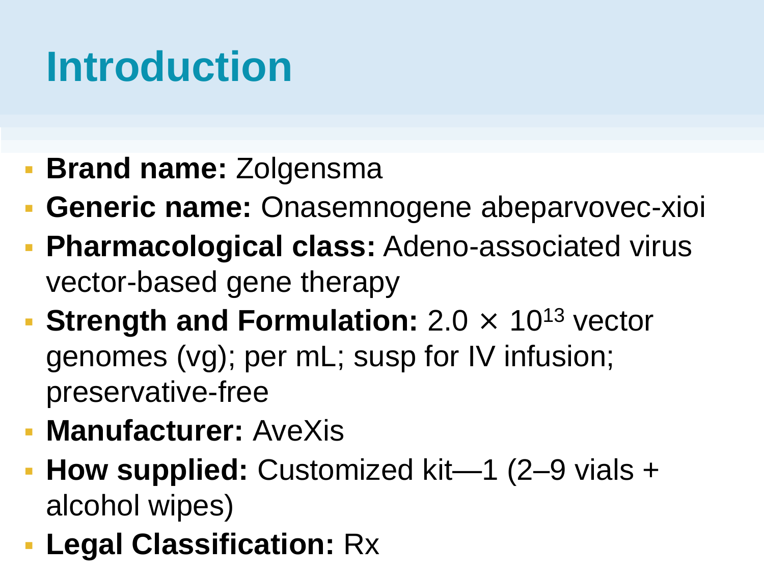# Introduction

- **Brand name:** Zolgensma
- **Generic name:** Onasemnogene abeparvovec-xioi
- **Pharmacological class:** Adeno-associated virus vector-based gene therapy
- **Strength and Formulation:** $2.0 \times 10^{13}$ vector genomes (vg); per mL; susp for IV infusion; preservative-free
- **Manufacturer:** AveXis
- **How supplied:** Customized kit—1 (2–9 vials + alcohol wipes)
- **Legal Classification:** Rx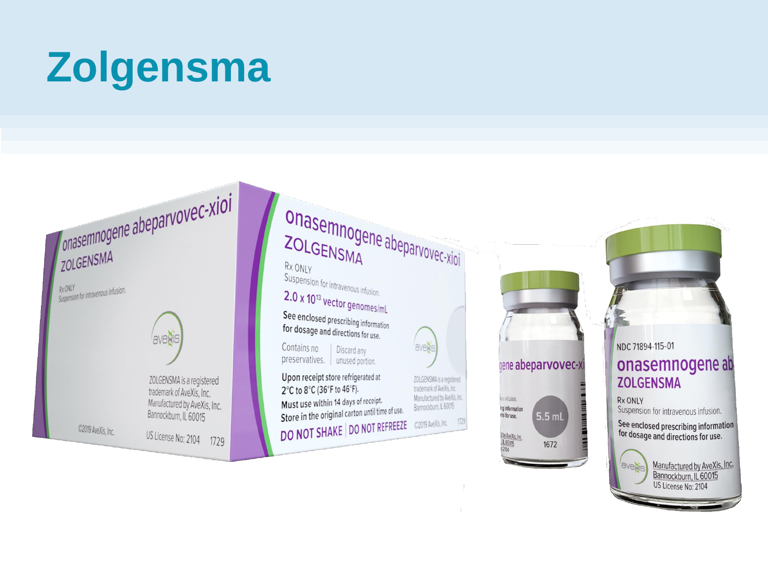# Zolgensma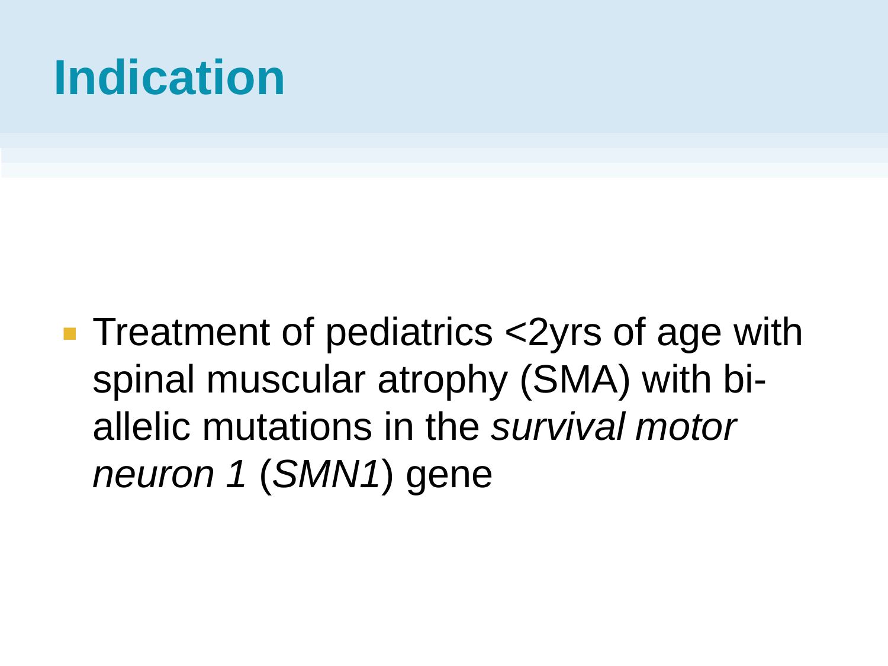# Indication

- Treatment of pediatrics <2yrs of age with spinal muscular atrophy (SMA) with bi-allelic mutations in the *survival motor neuron 1* (*SMN1*) gene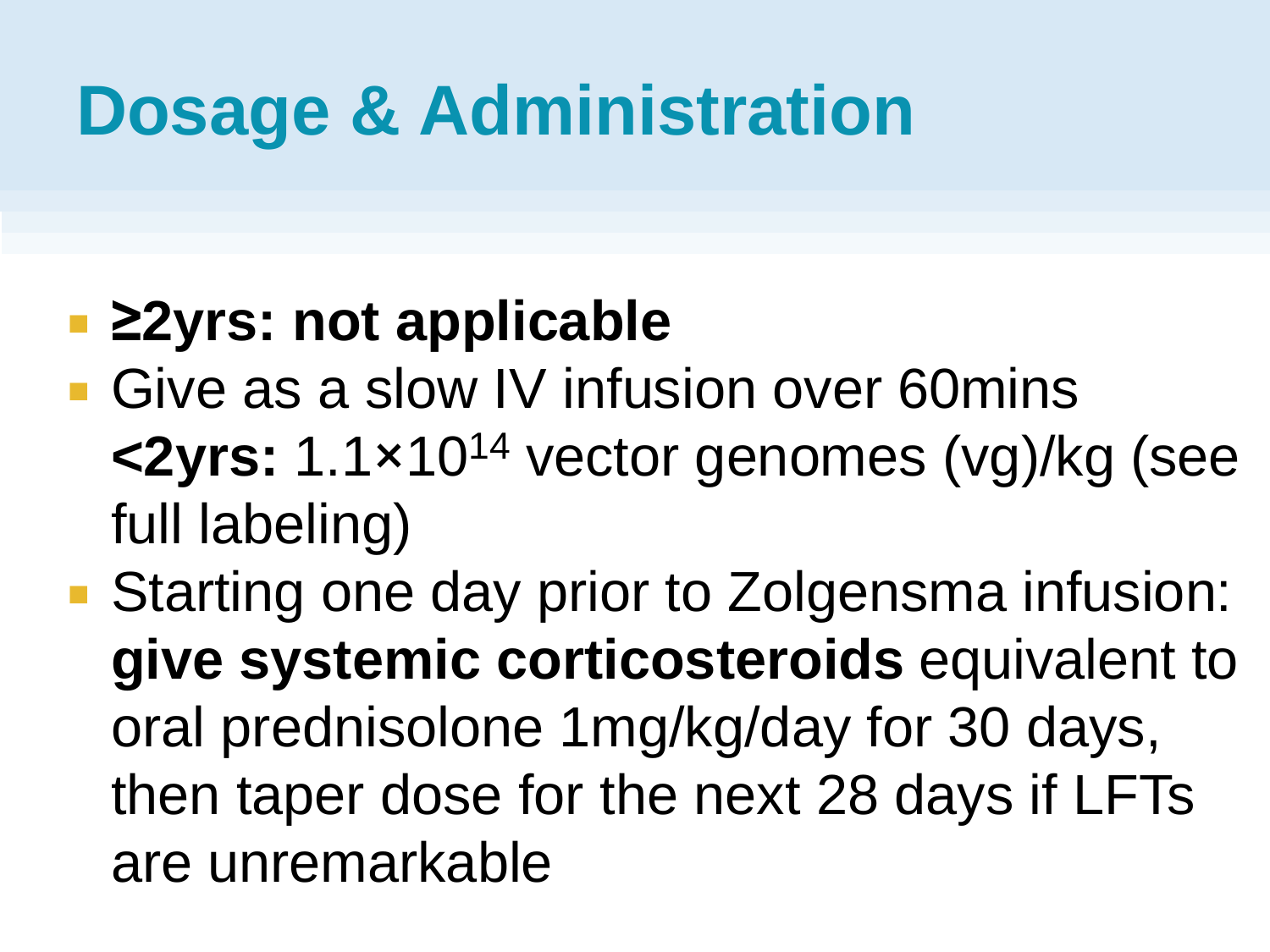# Dosage & Administration

- **≥2yrs: not applicable**
- Give as a slow IV infusion over 60mins **<2yrs:** $1.1 \times 10^{14}$ vector genomes (vg)/kg (see full labeling)
- Starting one day prior to Zolgensma infusion: **give systemic corticosteroids** equivalent to oral prednisolone 1mg/kg/day for 30 days, then taper dose for the next 28 days if LFTs are unremarkable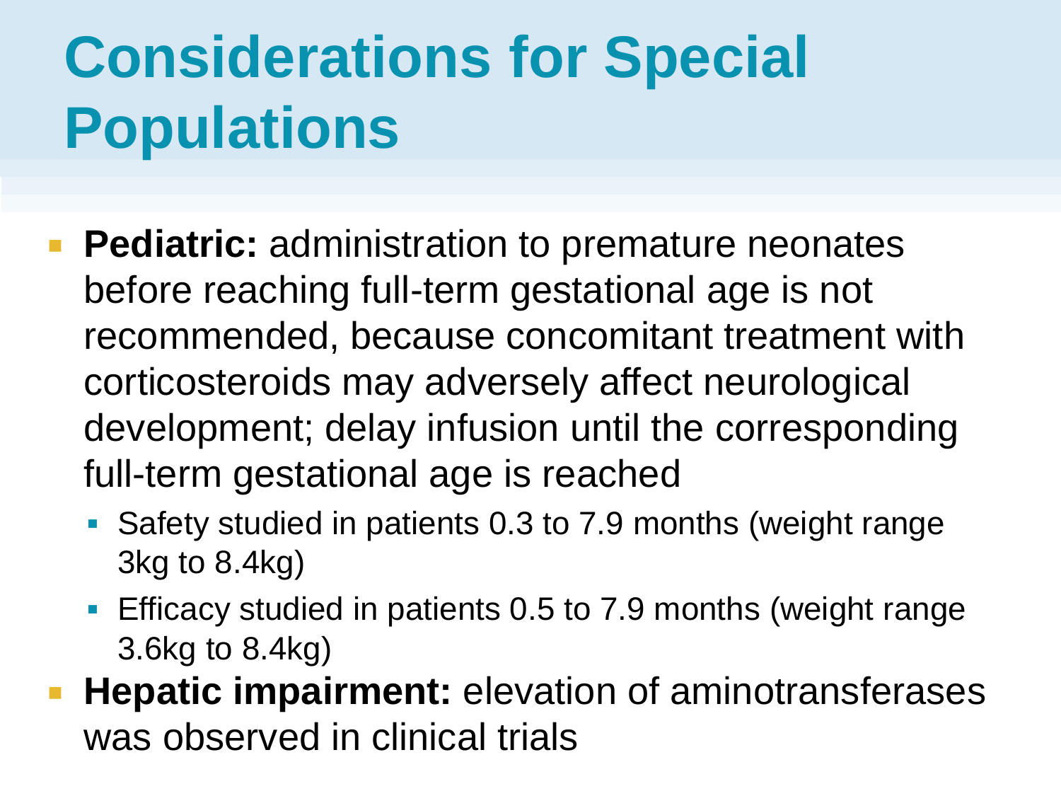# Considerations for Special Populations

- **Pediatric:** administration to premature neonates before reaching full-term gestational age is not recommended, because concomitant treatment with corticosteroids may adversely affect neurological development; delay infusion until the corresponding full-term gestational age is reached
  - Safety studied in patients 0.3 to 7.9 months (weight range 3kg to 8.4kg)
  - Efficacy studied in patients 0.5 to 7.9 months (weight range 3.6kg to 8.4kg)
- **Hepatic impairment:** elevation of aminotransferases was observed in clinical trials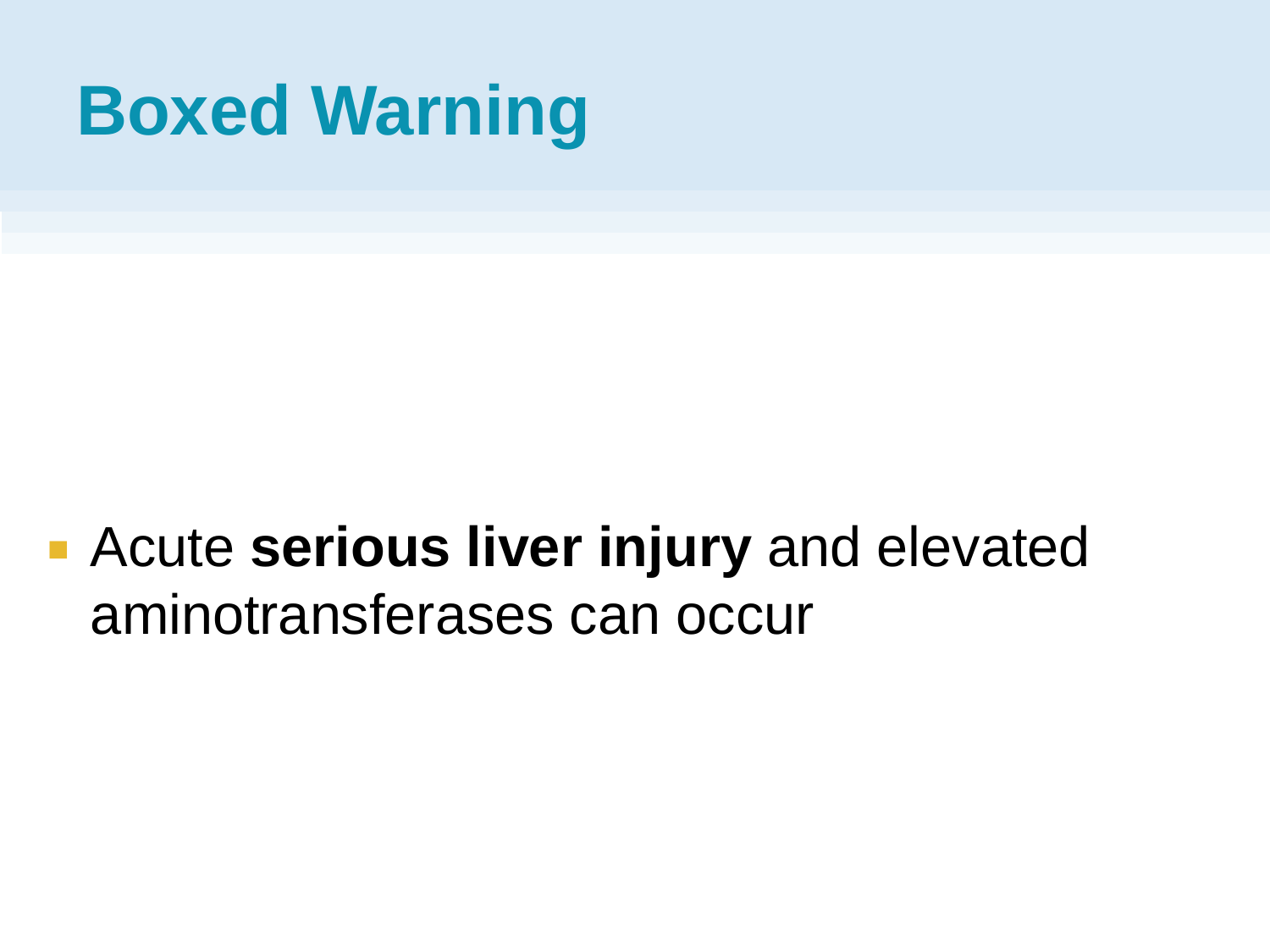# Boxed Warning

- Acute **serious liver injury** and elevated aminotransferases can occur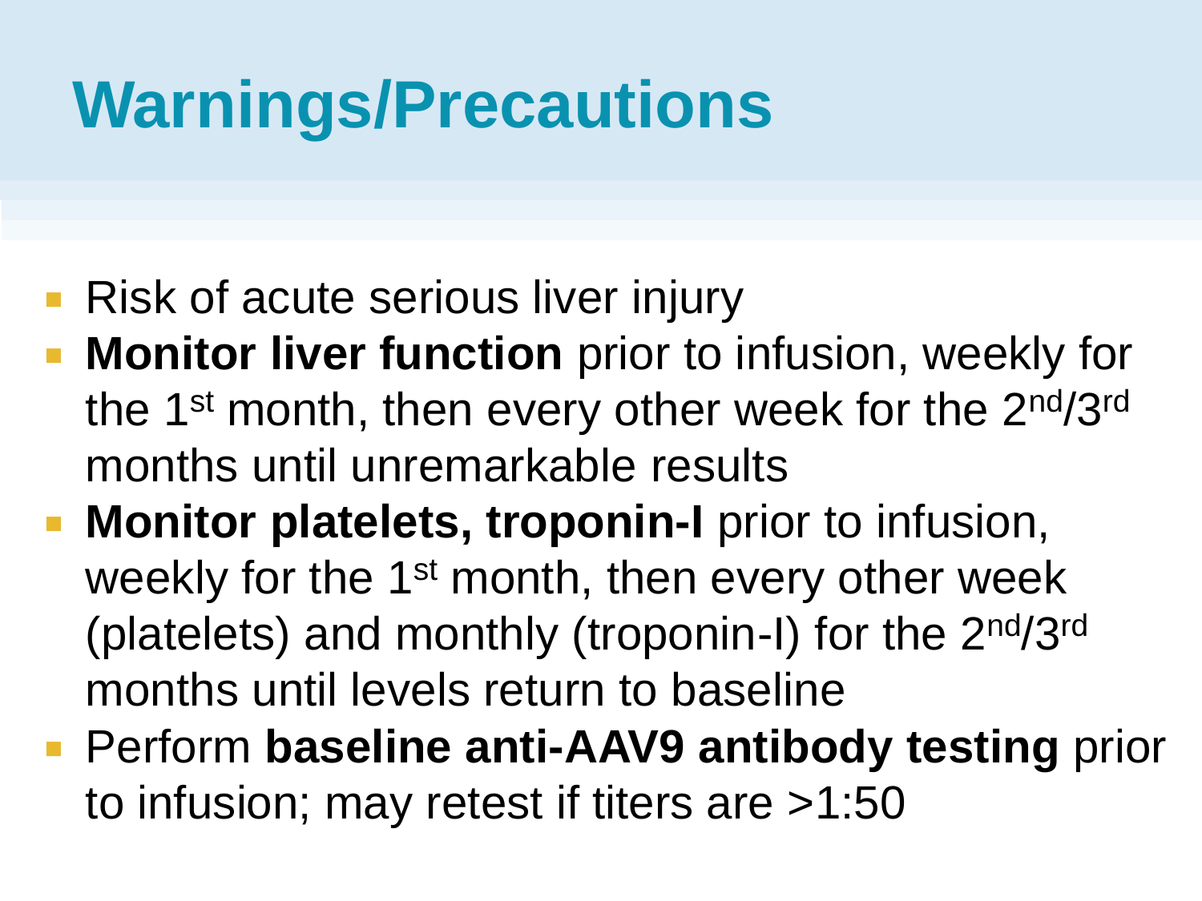# Warnings/Precautions

- Risk of acute serious liver injury
- **Monitor liver function** prior to infusion, weekly for the 1st month, then every other week for the 2nd/3rd months until unremarkable results
- **Monitor platelets, troponin-I** prior to infusion, weekly for the 1st month, then every other week (platelets) and monthly (troponin-I) for the 2nd/3rd months until levels return to baseline
- Perform **baseline anti-AAV9 antibody testing** prior to infusion; may retest if titers are >1:50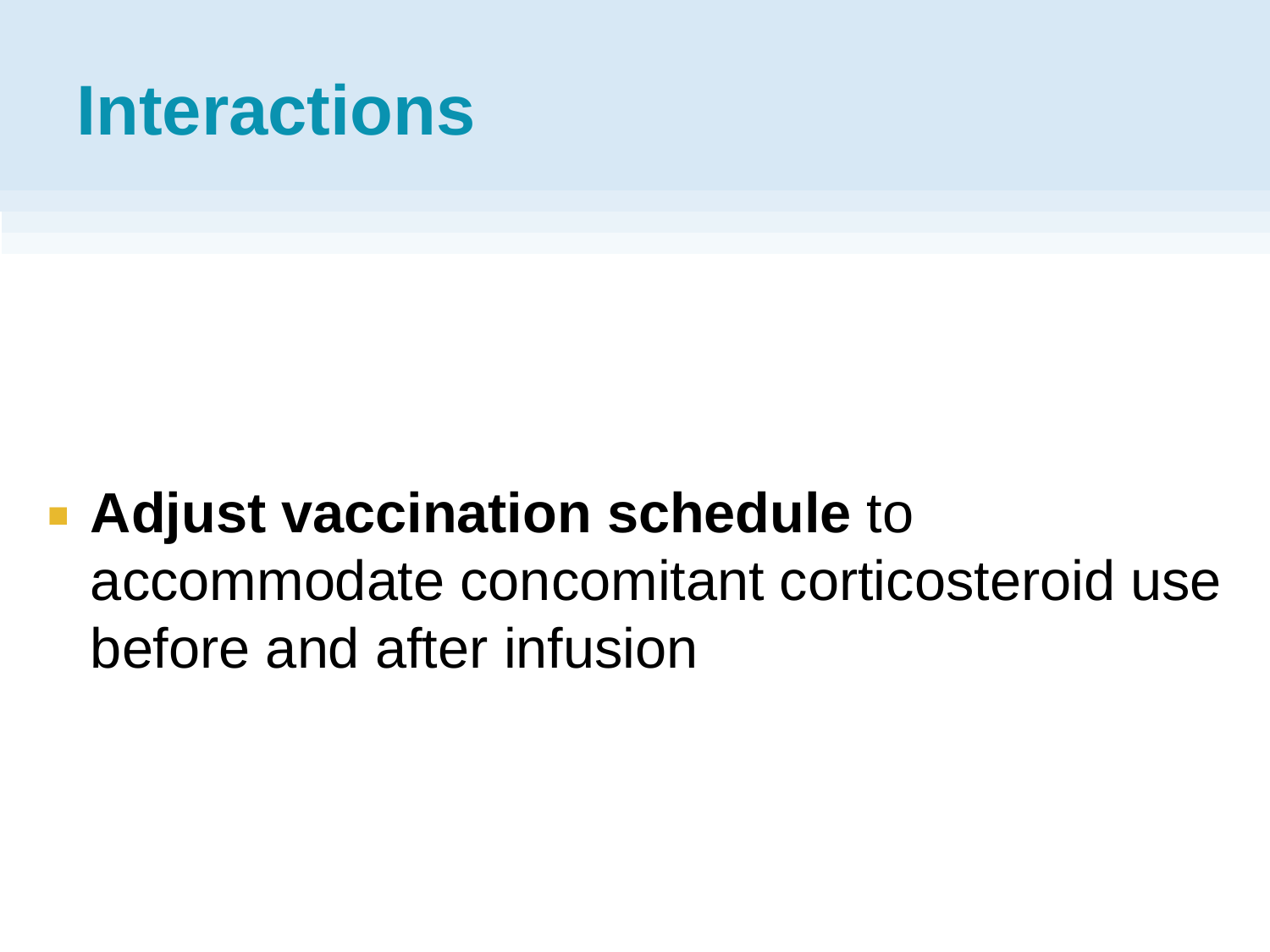# Interactions

- **Adjust vaccination schedule** to accommodate concomitant corticosteroid use before and after infusion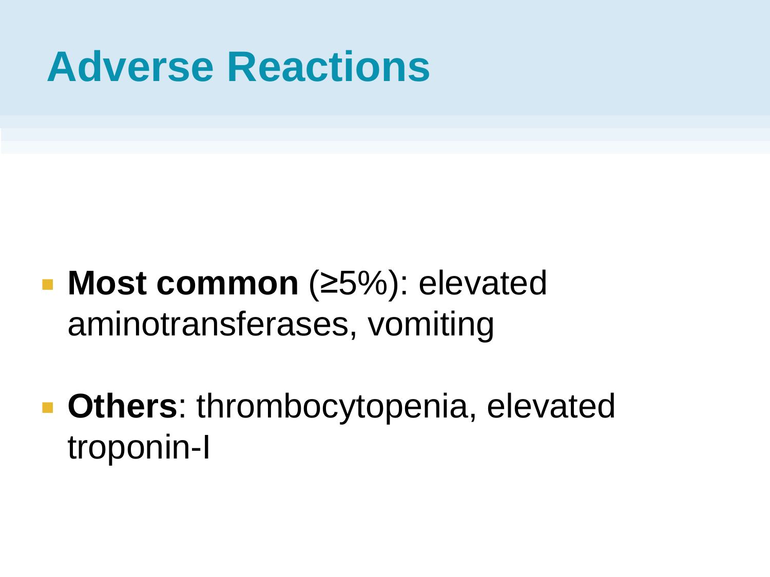# Adverse Reactions

- **Most common** (≥5%): elevated aminotransferases, vomiting
- **Others**: thrombocytopenia, elevated troponin-I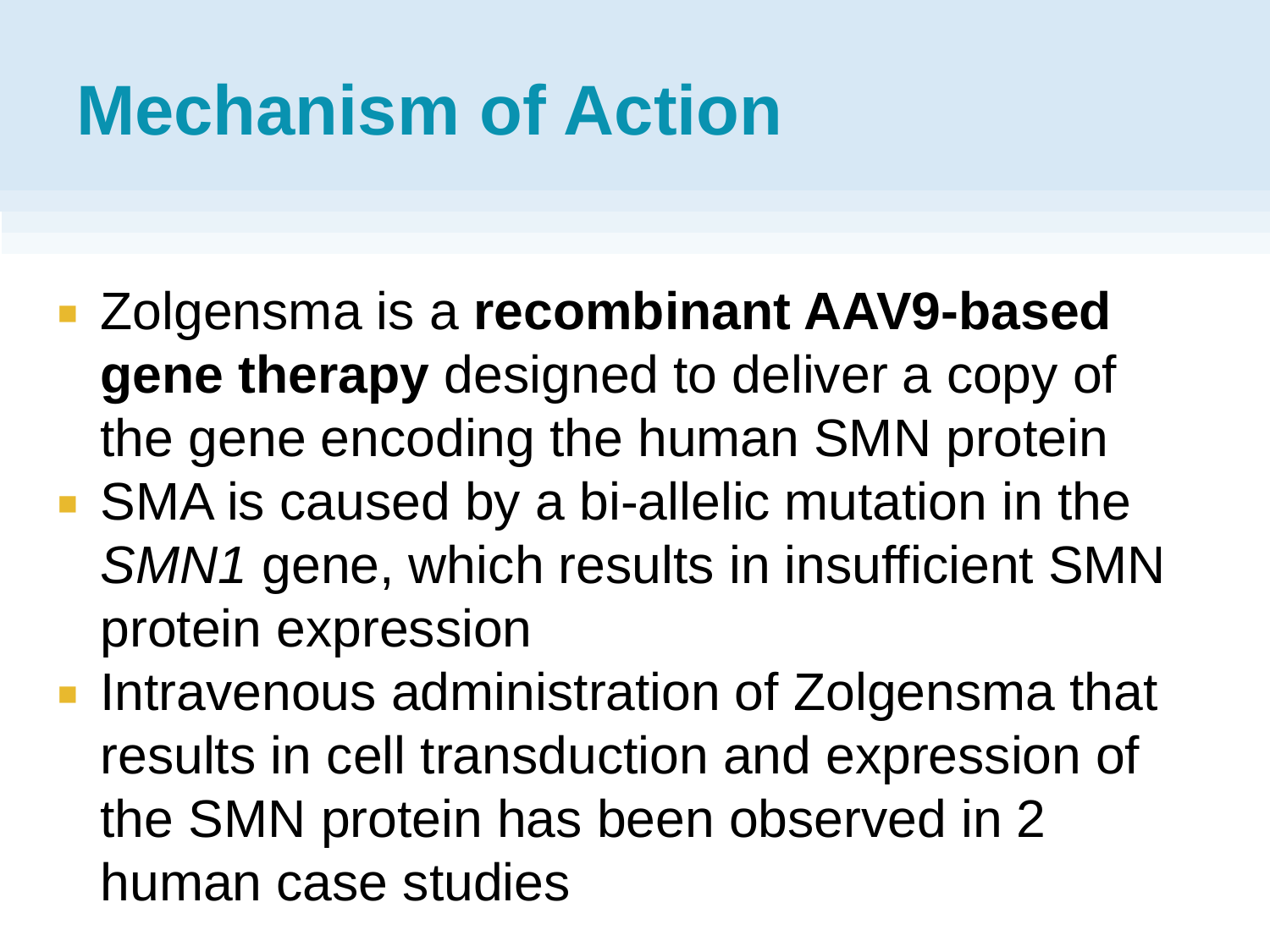# Mechanism of Action

- Zolgensma is a **recombinant AAV9-based gene therapy** designed to deliver a copy of the gene encoding the human SMN protein
- SMA is caused by a bi-allelic mutation in the *SMN1* gene, which results in insufficient SMN protein expression
- Intravenous administration of Zolgensma that results in cell transduction and expression of the SMN protein has been observed in 2 human case studies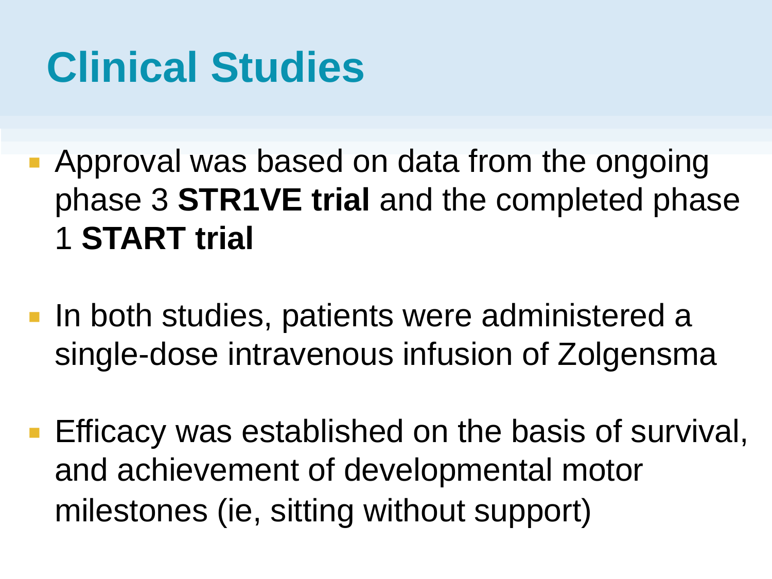# Clinical Studies

- Approval was based on data from the ongoing phase 3 **STR1VE trial** and the completed phase 1 **START trial**
- In both studies, patients were administered a single-dose intravenous infusion of Zolgensma
- Efficacy was established on the basis of survival, and achievement of developmental motor milestones (ie, sitting without support)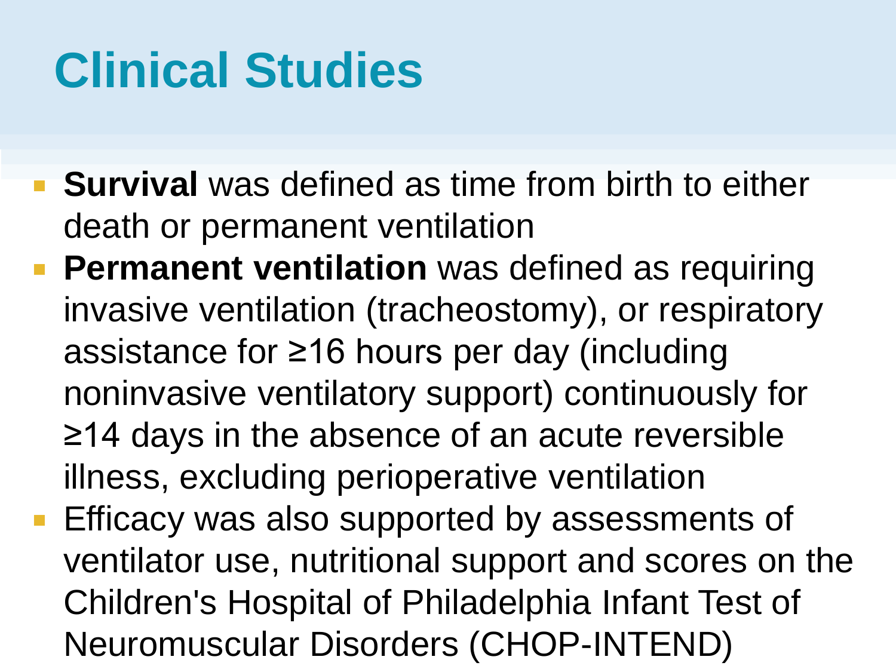# Clinical Studies

- **Survival** was defined as time from birth to either death or permanent ventilation
- **Permanent ventilation** was defined as requiring invasive ventilation (tracheostomy), or respiratory assistance for ≥16 hours per day (including noninvasive ventilatory support) continuously for ≥14 days in the absence of an acute reversible illness, excluding perioperative ventilation
- Efficacy was also supported by assessments of ventilator use, nutritional support and scores on the Children's Hospital of Philadelphia Infant Test of Neuromuscular Disorders (CHOP-INTEND)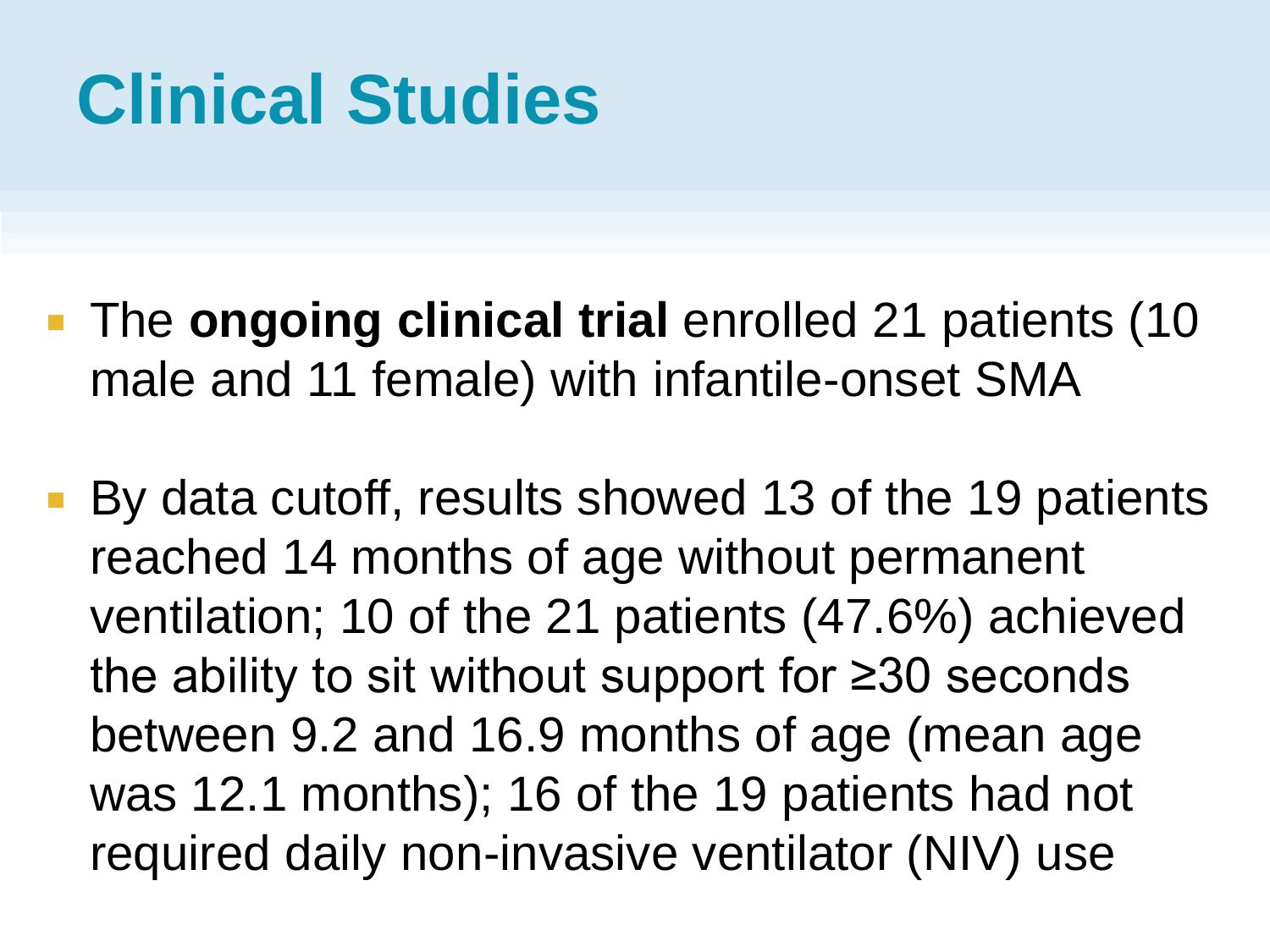# Clinical Studies

- The **ongoing clinical trial** enrolled 21 patients (10 male and 11 female) with infantile-onset SMA
- By data cutoff, results showed 13 of the 19 patients reached 14 months of age without permanent ventilation; 10 of the 21 patients (47.6%) achieved the ability to sit without support for ≥30 seconds between 9.2 and 16.9 months of age (mean age was 12.1 months); 16 of the 19 patients had not required daily non-invasive ventilator (NIV) use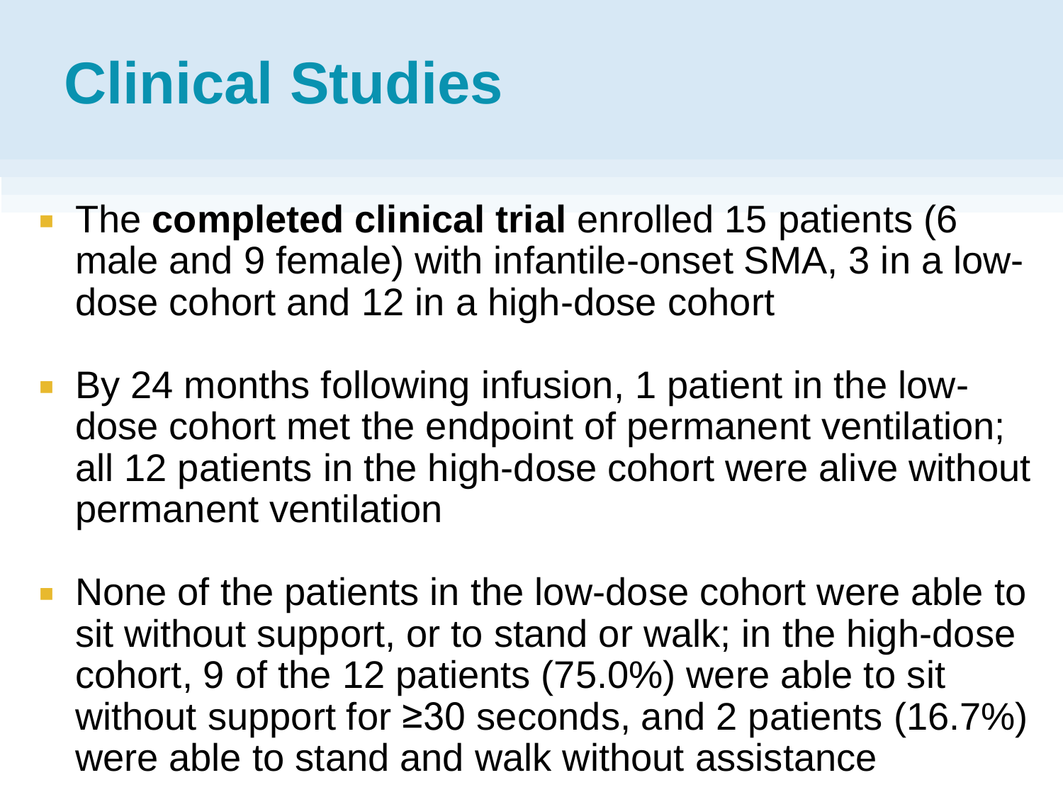# Clinical Studies

- The **completed clinical trial** enrolled 15 patients (6 male and 9 female) with infantile-onset SMA, 3 in a low-dose cohort and 12 in a high-dose cohort
- By 24 months following infusion, 1 patient in the low-dose cohort met the endpoint of permanent ventilation; all 12 patients in the high-dose cohort were alive without permanent ventilation
- None of the patients in the low-dose cohort were able to sit without support, or to stand or walk; in the high-dose cohort, 9 of the 12 patients (75.0%) were able to sit without support for ≥30 seconds, and 2 patients (16.7%) were able to stand and walk without assistance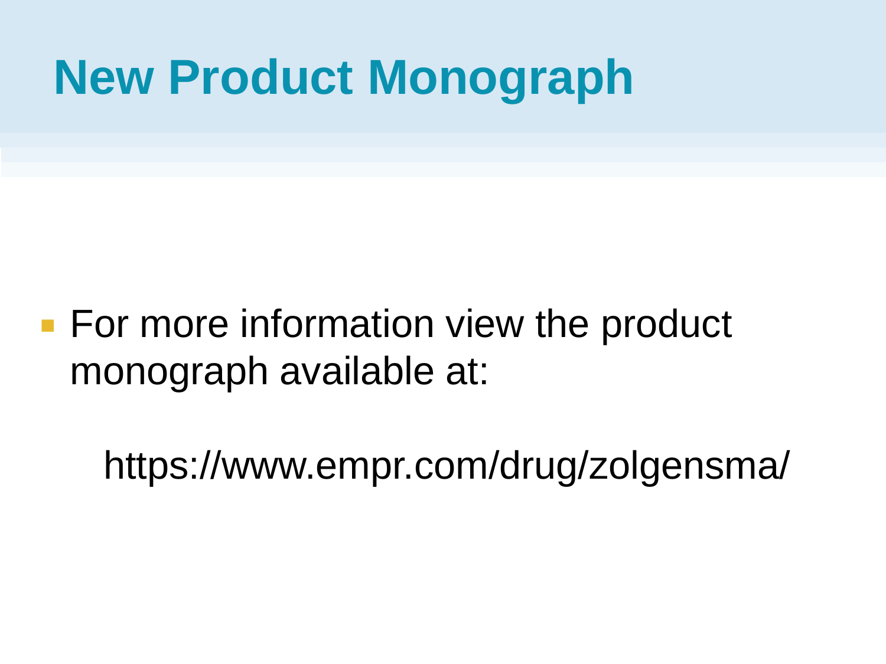# New Product Monograph

- For more information view the product monograph available at:

  https://www.empr.com/drug/zolgensma/